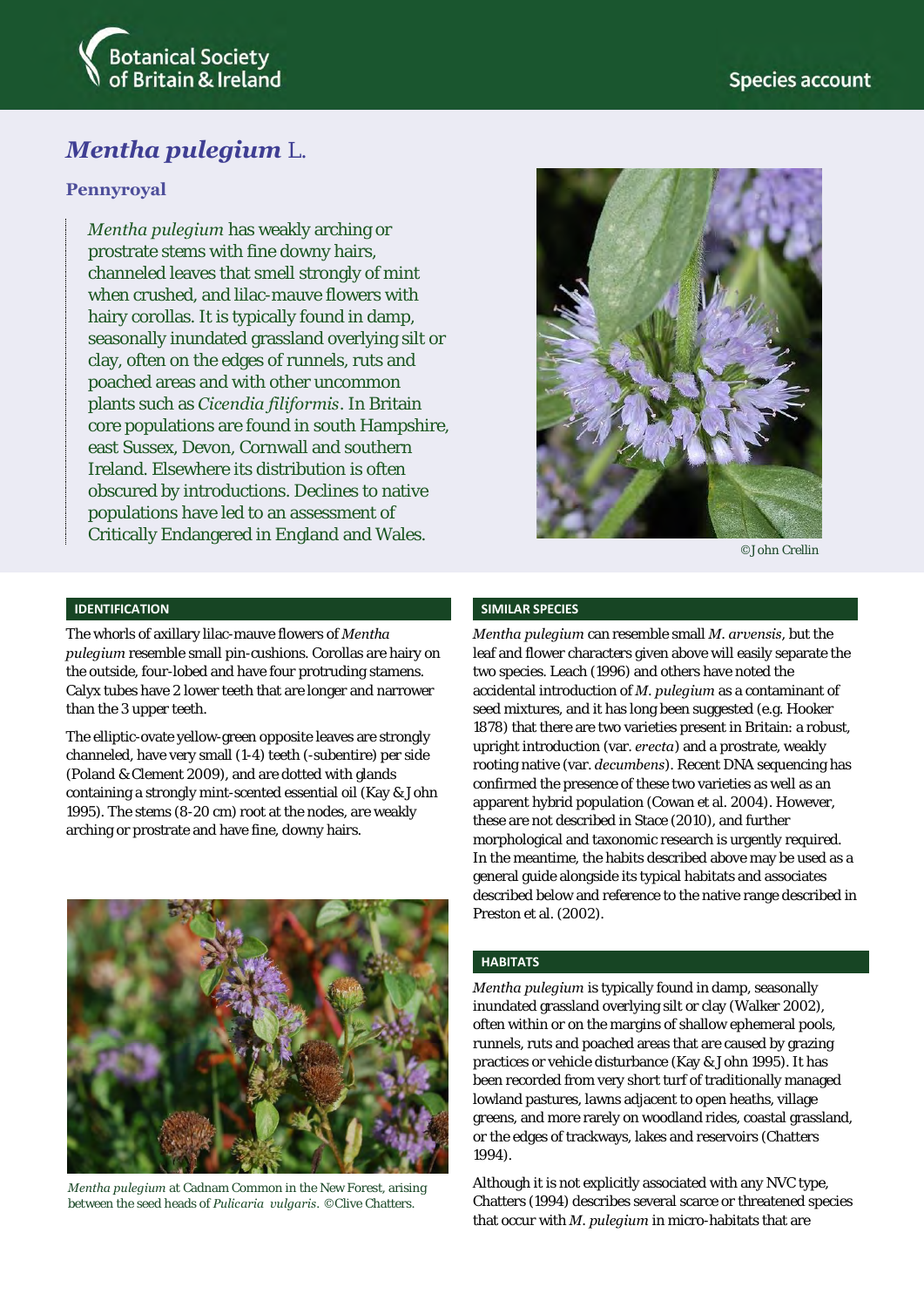Botanical Society of Britain & Ireland

Species account

# *Mentha pulegium* L.

## Pennyroyal

*Mentha pulegium* has weakly arching or prostrate stems with fine downy hairs, channeled leaves that smell strongly of mint when crushed, and lilac-mauve flowers with hairy corollas. It is typically found in damp, seasonally inundated grassland overlying silt or clay, often on the edges of runnels, ruts and poached areas and with other uncommon plants such as *Cicendia filiformis*. In Britain core populations are found in south Hampshire, east Sussex, Devon, Cornwall and southern Ireland. Elsewhere its distribution is often obscured by introductions. Declines to native populations have led to an assessment of Critically Endangered in England and Wales.

©John Crellin

### IDENTIFICATION

The whorls of axillary lilac-mauve flowers of *Mentha pulegium* resemble small pin-cushions. Corollas are hairy on the outside, four-lobed and have four protruding stamens. Calyx tubes have 2 lower teeth that are longer and narrower than the 3 upper teeth.

The elliptic-ovate yellow-green opposite leaves are strongly channeled, have very small (1-4) teeth (-subentire) per side (Poland & Clement 2009), and are dotted with glands containing a strongly mint-scented essential oil (Kay & John 1995). The stems (8-20 cm) root at the nodes, are weakly arching or prostrate and have fine, downy hairs.

*Mentha pulegium* at Cadnam Common in the New Forest, arising between the seed heads of *Pulicaria vulgaris*. ©Clive Chatters.

### SIMILAR SPECIES

*Mentha pulegium* can resemble small *M. arvensis*, but the leaf and flower characters given above will easily separate the two species. Leach (1996) and others have noted the accidental introduction of *M. pulegium* as a contaminant of seed mixtures, and it has long been suggested (e.g. Hooker 1878) that there are two varieties present in Britain: a robust, upright introduction (var. *erecta*) and a prostrate, weakly rooting native (var. *decumbens*). Recent DNA sequencing has confirmed the presence of these two varieties as well as an apparent hybrid population (Cowan et al. 2004). However, these are not described in Stace (2010), and further morphological and taxonomic research is urgently required. In the meantime, the habits described above may be used as a general guide alongside its typical habitats and associates described below and reference to the native range described in Preston et al. (2002).

### HABITATS

*Mentha pulegium* is typically found in damp, seasonally inundated grassland overlying silt or clay (Walker 2002), often within or on the margins of shallow ephemeral pools, runnels, ruts and poached areas that are caused by grazing practices or vehicle disturbance (Kay & John 1995). It has been recorded from very short turf of traditionally managed lowland pastures, lawns adjacent to open heaths, village greens, and more rarely on woodland rides, coastal grassland, or the edges of trackways, lakes and reservoirs (Chatters 1994).

Although it is not explicitly associated with any NVC type, Chatters (1994) describes several scarce or threatened species that occur with *M. pulegium* in micro-habitats that are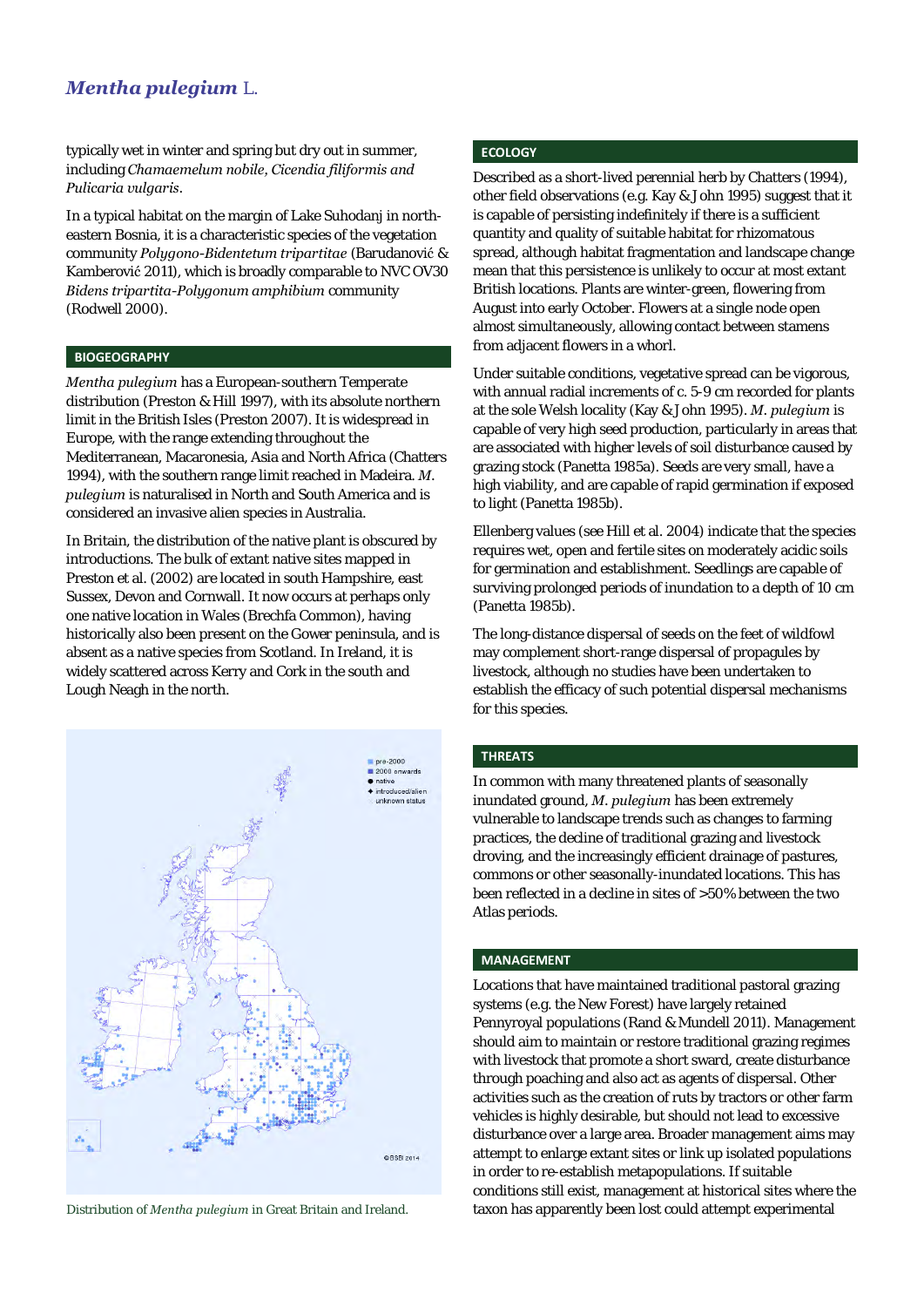typically wet in winter and spring but dry out in summer, including *Chamaemelum nobile*, *Cicendia filiformis and Pulicaria vulgaris*.

In a typical habitat on the margin of Lake Suhodanj in north-eastern Bosnia, it is a characteristic species of the vegetation community *Polygono-Bidentetum tripartitae* (Barudanović & Kamberović 2011), which is broadly comparable to NVC OV30 *Bidens tripartita-Polygonum amphibium* community (Rodwell 2000).

## BIOGEOGRAPHY

*Mentha pulegium* has a European-southern Temperate distribution (Preston & Hill 1997), with its absolute northern limit in the British Isles (Preston 2007). It is widespread in Europe, with the range extending throughout the Mediterranean, Macaronesia, Asia and North Africa (Chatters 1994), with the southern range limit reached in Madeira. *M. pulegium* is naturalised in North and South America and is considered an invasive alien species in Australia.

In Britain, the distribution of the native plant is obscured by introductions. The bulk of extant native sites mapped in Preston et al. (2002) are located in south Hampshire, east Sussex, Devon and Cornwall. It now occurs at perhaps only one native location in Wales (Brechfa Common), having historically also been present on the Gower peninsula, and is absent as a native species from Scotland. In Ireland, it is widely scattered across Kerry and Cork in the south and Lough Neagh in the north.

Distribution of *Mentha pulegium* in Great Britain and Ireland.

## ECOLOGY

Described as a short-lived perennial herb by Chatters (1994), other field observations (e.g. Kay & John 1995) suggest that it is capable of persisting indefinitely if there is a sufficient quantity and quality of suitable habitat for rhizomatous spread, although habitat fragmentation and landscape change mean that this persistence is unlikely to occur at most extant British locations. Plants are winter-green, flowering from August into early October. Flowers at a single node open almost simultaneously, allowing contact between stamens from adjacent flowers in a whorl.

Under suitable conditions, vegetative spread can be vigorous, with annual radial increments of c. 5-9 cm recorded for plants at the sole Welsh locality (Kay & John 1995). *M. pulegium* is capable of very high seed production, particularly in areas that are associated with higher levels of soil disturbance caused by grazing stock (Panetta 1985a). Seeds are very small, have a high viability, and are capable of rapid germination if exposed to light (Panetta 1985b).

Ellenberg values (see Hill et al. 2004) indicate that the species requires wet, open and fertile sites on moderately acidic soils for germination and establishment. Seedlings are capable of surviving prolonged periods of inundation to a depth of 10 cm (Panetta 1985b).

The long-distance dispersal of seeds on the feet of wildfowl may complement short-range dispersal of propagules by livestock, although no studies have been undertaken to establish the efficacy of such potential dispersal mechanisms for this species.

## THREATS

In common with many threatened plants of seasonally inundated ground, *M. pulegium* has been extremely vulnerable to landscape trends such as changes to farming practices, the decline of traditional grazing and livestock droving, and the increasingly efficient drainage of pastures, commons or other seasonally-inundated locations. This has been reflected in a decline in sites of >50% between the two Atlas periods.

## MANAGEMENT

Locations that have maintained traditional pastoral grazing systems (e.g. the New Forest) have largely retained Pennyroyal populations (Rand & Mundell 2011). Management should aim to maintain or restore traditional grazing regimes with livestock that promote a short sward, create disturbance through poaching and also act as agents of dispersal. Other activities such as the creation of ruts by tractors or other farm vehicles is highly desirable, but should not lead to excessive disturbance over a large area. Broader management aims may attempt to enlarge extant sites or link up isolated populations in order to re-establish metapopulations. If suitable conditions still exist, management at historical sites where the taxon has apparently been lost could attempt experimental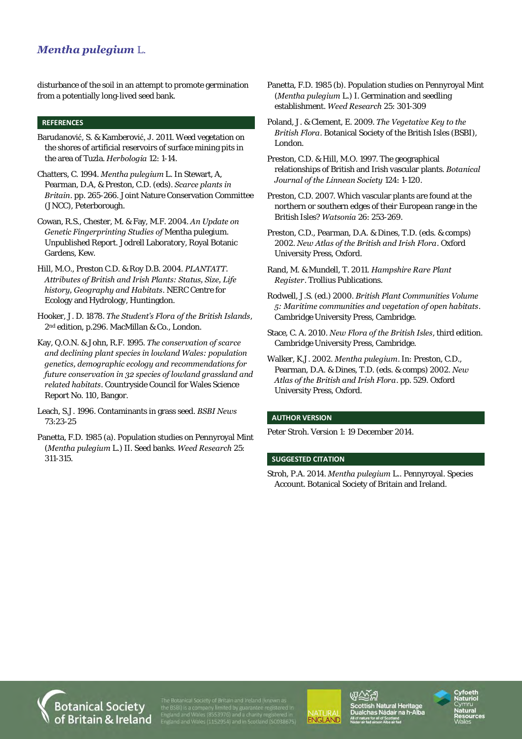disturbance of the soil in an attempt to promote germination from a potentially long-lived seed bank.

## REFERENCES

Barudanović, S. & Kamberović, J. 2011. Weed vegetation on the shores of artificial reservoirs of surface mining pits in the area of Tuzla. *Herbologia* 12: 1-14.

Chatters, C. 1994. *Mentha pulegium* L. In Stewart, A, Pearman, D.A, & Preston, C.D. (eds). *Scarce plants in Britain*. pp. 265-266. Joint Nature Conservation Committee (JNCC), Peterborough.

Cowan, R.S., Chester, M. & Fay, M.F. 2004. *An Update on Genetic Fingerprinting Studies of* Mentha pulegium. Unpublished Report. Jodrell Laboratory, Royal Botanic Gardens, Kew.

Hill, M.O., Preston C.D. & Roy D.B. 2004. *PLANTATT. Attributes of British and Irish Plants: Status, Size, Life history, Geography and Habitats*. NERC Centre for Ecology and Hydrology, Huntingdon.

Hooker, J. D. 1878. *The Student's Flora of the British Islands*, 2nd edition, p.296. MacMillan & Co., London.

Kay, Q.O.N. & John, R.F. 1995. *The conservation of scarce and declining plant species in lowland Wales: population genetics, demographic ecology and recommendations for future conservation in 32 species of lowland grassland and related habitats*. Countryside Council for Wales Science Report No. 110, Bangor.

Leach, S.J. 1996. Contaminants in grass seed. *BSBI News* 73:23-25

Panetta, F.D. 1985 (a). Population studies on Pennyroyal Mint (*Mentha pulegium* L.) II. Seed banks. *Weed Research* 25: 311-315.

Panetta, F.D. 1985 (b). Population studies on Pennyroyal Mint (*Mentha pulegium* L.) I. Germination and seedling establishment. *Weed Research* 25: 301-309

Poland, J. & Clement, E. 2009. *The Vegetative Key to the British Flora*. Botanical Society of the British Isles (BSBI), London.

Preston, C.D. & Hill, M.O. 1997. The geographical relationships of British and Irish vascular plants. *Botanical Journal of the Linnean Society* 124: 1-120.

Preston, C.D. 2007. Which vascular plants are found at the northern or southern edges of their European range in the British Isles? *Watsonia* 26: 253-269.

Preston, C.D., Pearman, D.A. & Dines, T.D. (eds. & comps) 2002. *New Atlas of the British and Irish Flora*. Oxford University Press, Oxford.

Rand, M. & Mundell, T. 2011. *Hampshire Rare Plant Register*. Trollius Publications.

Rodwell, J.S. (ed.) 2000. *British Plant Communities Volume 5: Maritime communities and vegetation of open habitats*. Cambridge University Press, Cambridge.

Stace, C. A. 2010. *New Flora of the British Isles*, third edition. Cambridge University Press, Cambridge.

Walker, K.J. 2002. *Mentha pulegium*. In: Preston, C.D., Pearman, D.A. & Dines, T.D. (eds. & comps) 2002. *New Atlas of the British and Irish Flora*. pp. 529. Oxford University Press, Oxford.

## AUTHOR VERSION

Peter Stroh. Version 1: 19 December 2014.

## SUGGESTED CITATION

Stroh, P.A. 2014. *Mentha pulegium* L.. Pennyroyal. Species Account. Botanical Society of Britain and Ireland.

The Botanical Society of Britain and Ireland (known as the BSBI) is a company limited by guarantee registered in England and Wales (8553976) and a charity registered in England and Wales (1152954) and in Scotland (SC038675)